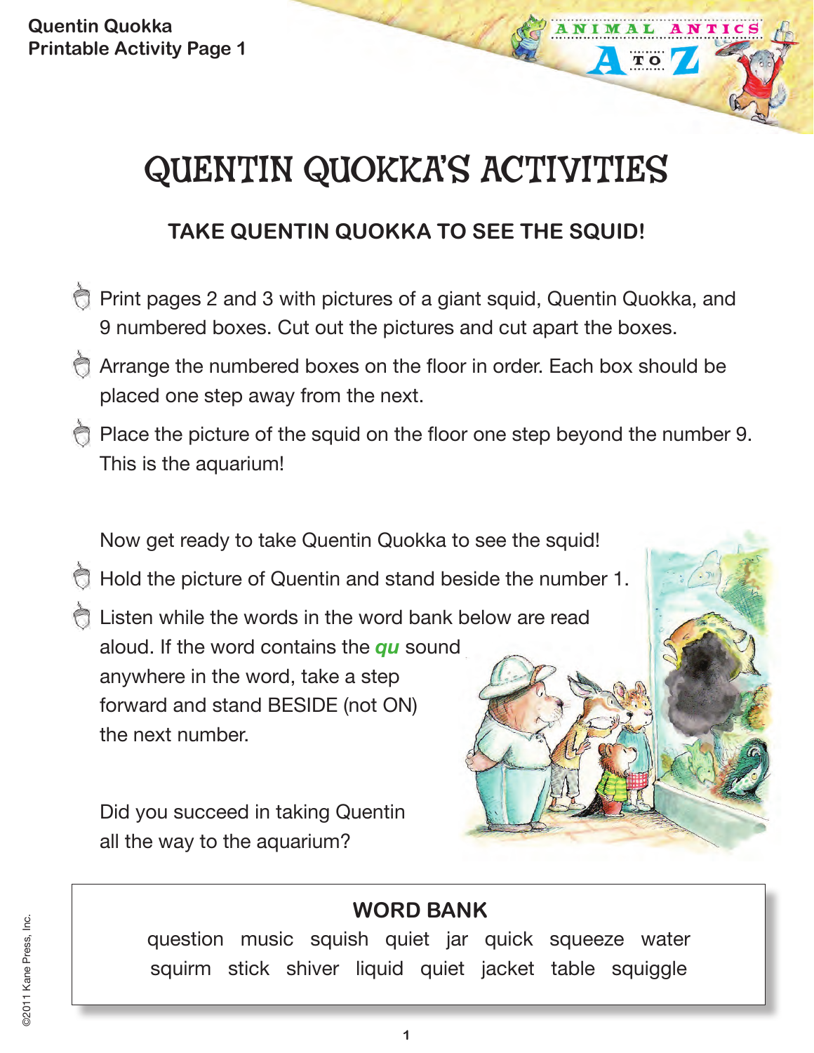Quentin Quokka
Printable Activity Page 1

# QUENTIN QUOKKA'S ACTIVITIES

## TAKE QUENTIN QUOKKA TO SEE THE SQUID!

- Print pages 2 and 3 with pictures of a giant squid, Quentin Quokka, and 9 numbered boxes. Cut out the pictures and cut apart the boxes.
- Arrange the numbered boxes on the floor in order. Each box should be placed one step away from the next.
- Place the picture of the squid on the floor one step beyond the number 9. This is the aquarium!

Now get ready to take Quentin Quokka to see the squid!

- Hold the picture of Quentin and stand beside the number 1.
- Listen while the words in the word bank below are read aloud. If the word contains the ***qu*** sound anywhere in the word, take a step forward and stand BESIDE (not ON) the next number.

Did you succeed in taking Quentin all the way to the aquarium?

**WORD BANK**

question music squish quiet jar quick squeeze water squirm stick shiver liquid quiet jacket table squiggle

©2011 Kane Press, Inc.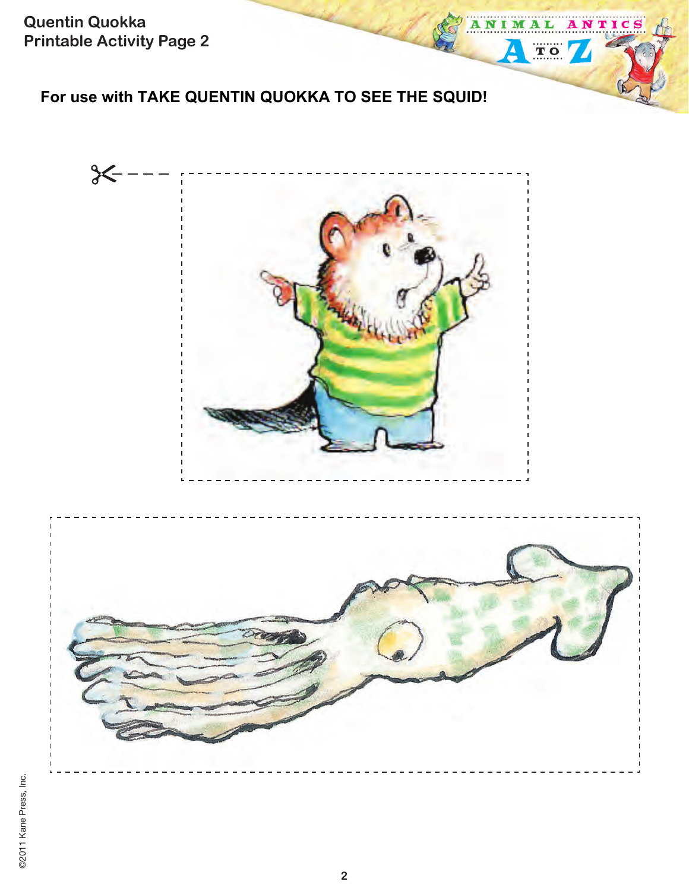Quentin Quokka
Printable Activity Page 2

**For use with TAKE QUENTIN QUOKKA TO SEE THE SQUID!**

©2011 Kane Press, Inc.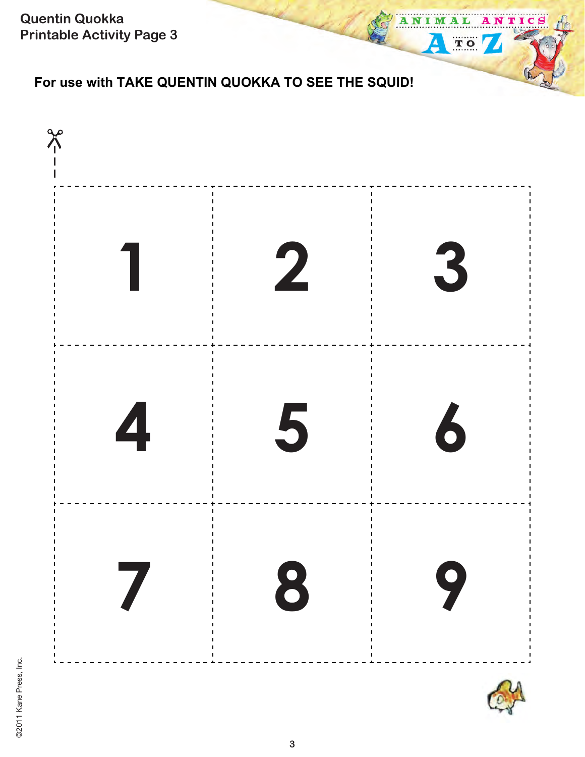Quentin Quokka
Printable Activity Page 3

**For use with TAKE QUENTIN QUOKKA TO SEE THE SQUID!**

| 1 | 2 | 3 |
|---|---|---|
| 4 | 5 | 6 |
| 7 | 8 | 9 |

©2011 Kane Press, Inc.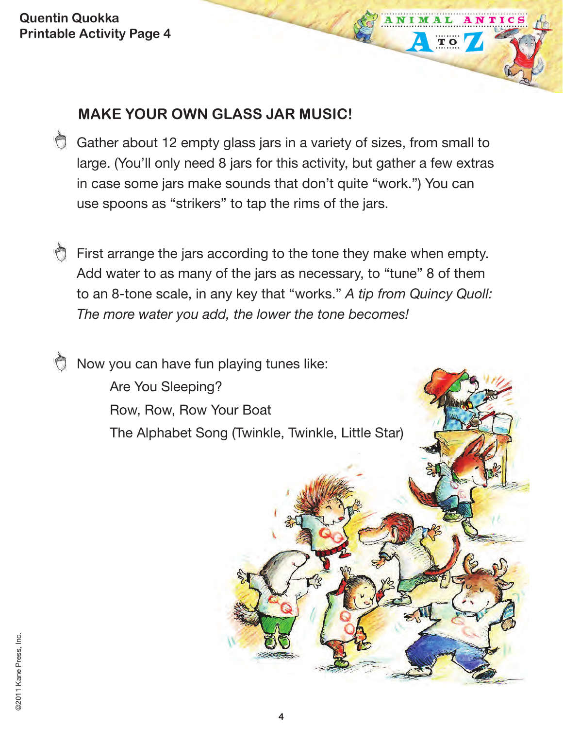## MAKE YOUR OWN GLASS JAR MUSIC!

- Gather about 12 empty glass jars in a variety of sizes, from small to large. (You'll only need 8 jars for this activity, but gather a few extras in case some jars make sounds that don't quite "work.") You can use spoons as "strikers" to tap the rims of the jars.

- First arrange the jars according to the tone they make when empty. Add water to as many of the jars as necessary, to "tune" 8 of them to an 8-tone scale, in any key that "works." *A tip from Quincy Quoll: The more water you add, the lower the tone becomes!*

- Now you can have fun playing tunes like:

  Are You Sleeping?

  Row, Row, Row Your Boat

  The Alphabet Song (Twinkle, Twinkle, Little Star)

©2011 Kane Press, Inc.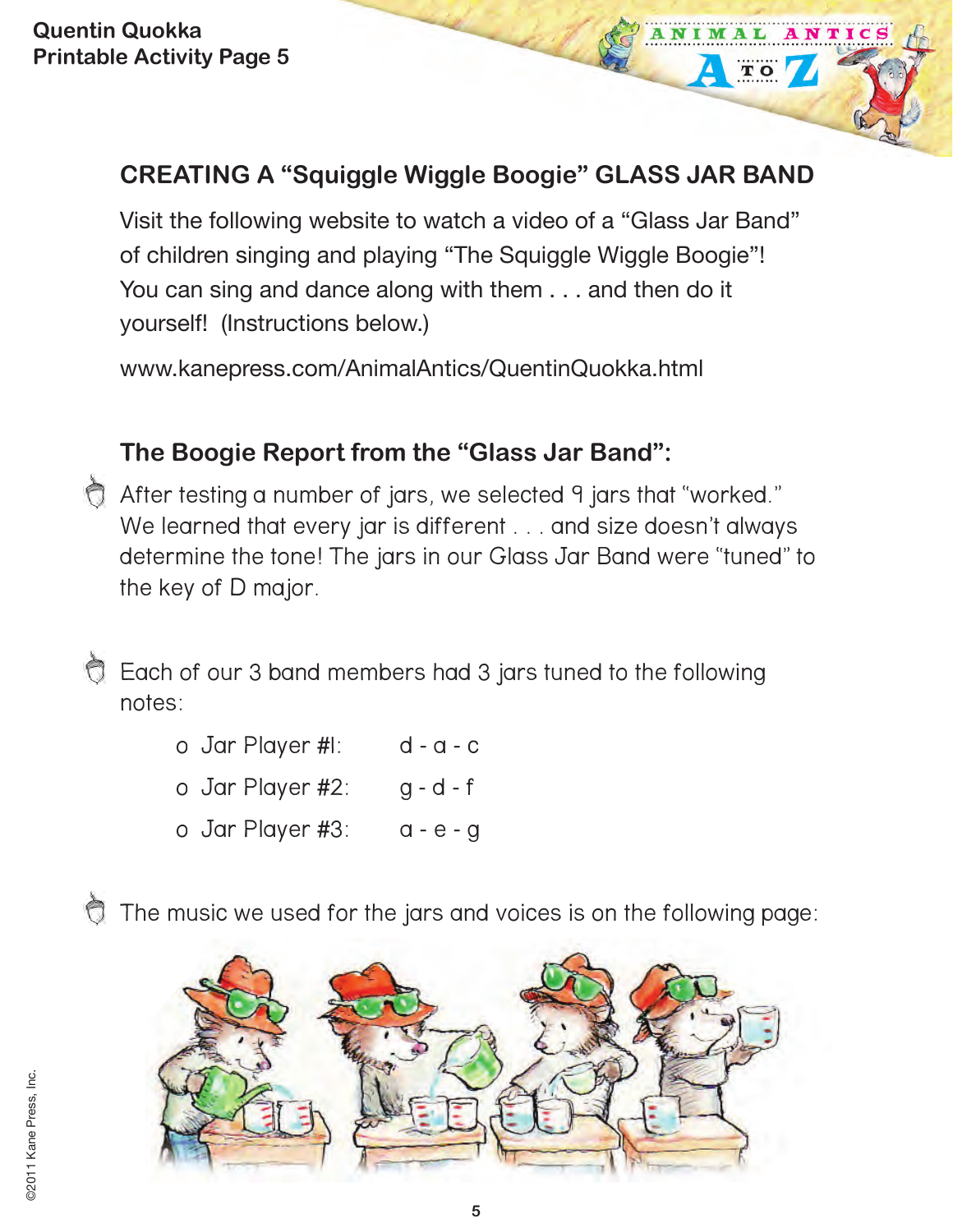## CREATING A "Squiggle Wiggle Boogie" GLASS JAR BAND

Visit the following website to watch a video of a "Glass Jar Band" of children singing and playing "The Squiggle Wiggle Boogie"! You can sing and dance along with them . . . and then do it yourself! (Instructions below.)

www.kanepress.com/AnimalAntics/QuentinQuokka.html

### The Boogie Report from the "Glass Jar Band":

- After testing a number of jars, we selected 9 jars that "worked." We learned that every jar is different . . . and size doesn't always determine the tone! The jars in our Glass Jar Band were "tuned" to the key of D major.

- Each of our 3 band members had 3 jars tuned to the following notes:
  - Jar Player #1: d - a - c
  - Jar Player #2: g - d - f
  - Jar Player #3: a - e - g

- The music we used for the jars and voices is on the following page: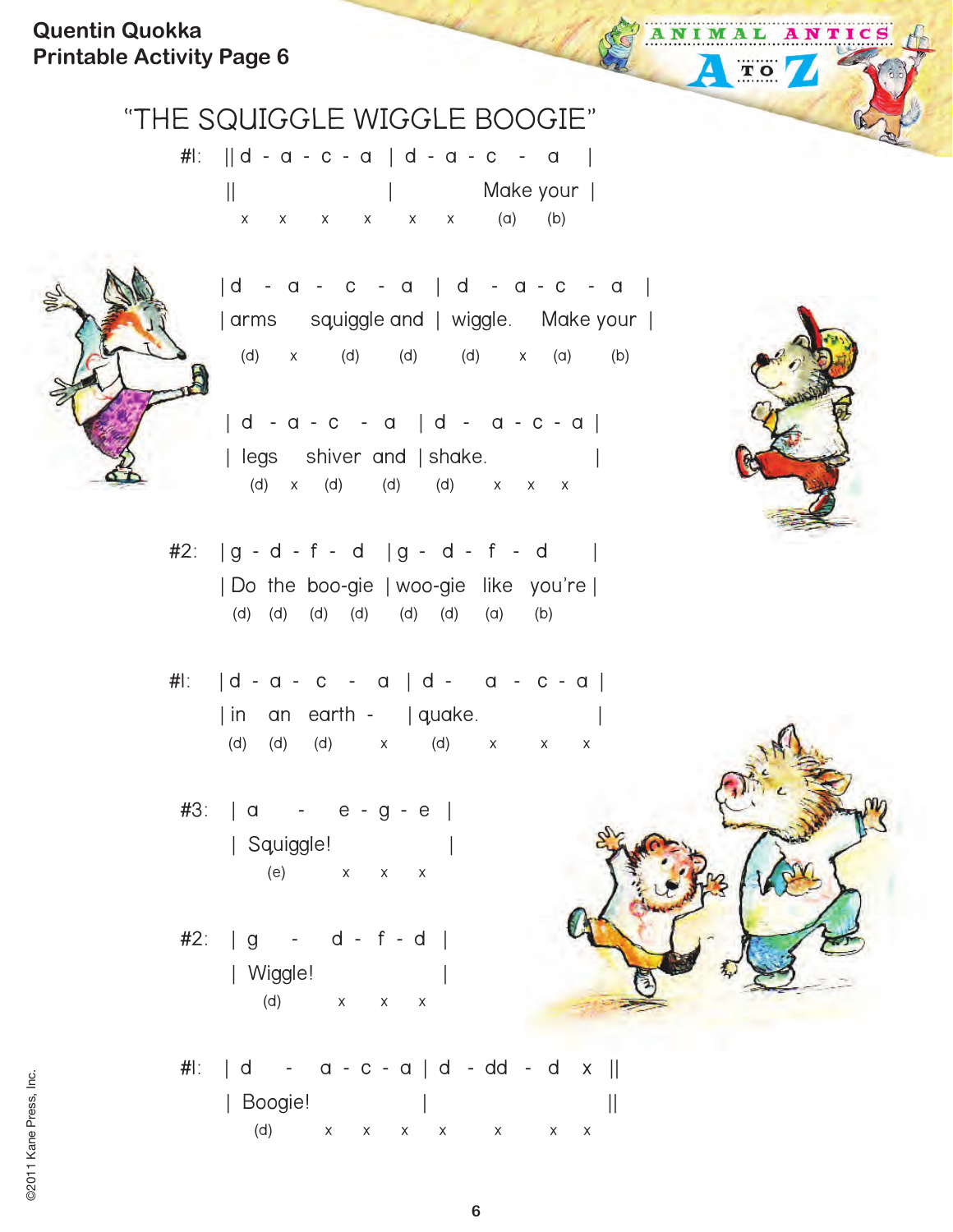Quentin Quokka
Printable Activity Page 6

# "THE SQUIGGLE WIGGLE BOOGIE"

```
#1:  || d - a - c - a | d - a - c  -  a      |
     ||               |        Make your     |
        x   x   x   x    x   x    (a)   (b)

     | d  - a -  c  - a  | d  - a - c  -  a  |
     | arms   squiggle and | wiggle.  Make your |
       (d)  x   (d)   (d)    (d)   x  (a)  (b)

     | d  - a - c  - a  | d -  a - c - a |
     | legs  shiver  and | shake.           |
       (d)  x  (d)   (d)   (d)   x   x   x

#2:  | g - d - f - d  | g - d - f - d       |
     | Do the boo-gie | woo-gie like you're |
      (d) (d) (d)  (d)  (d)  (d)  (a)  (b)

#1:  | d - a -  c  -  a | d -  a - c - a |
     | in  an  earth -   | quake.          |
      (d) (d)  (d)    x    (d)   x   x   x

#3:  | a    -   e - g - e |
     | Squiggle!          |
        (e)      x   x   x

#2:  | g    -   d - f - d |
     | Wiggle!            |
        (d)      x   x   x

#1:  | d   -   a - c - a | d  - dd  -  d  x ||
     | Boogie!           |                  ||
        (d)      x   x   x   x     x     x   x
```

©2011 Kane Press, Inc.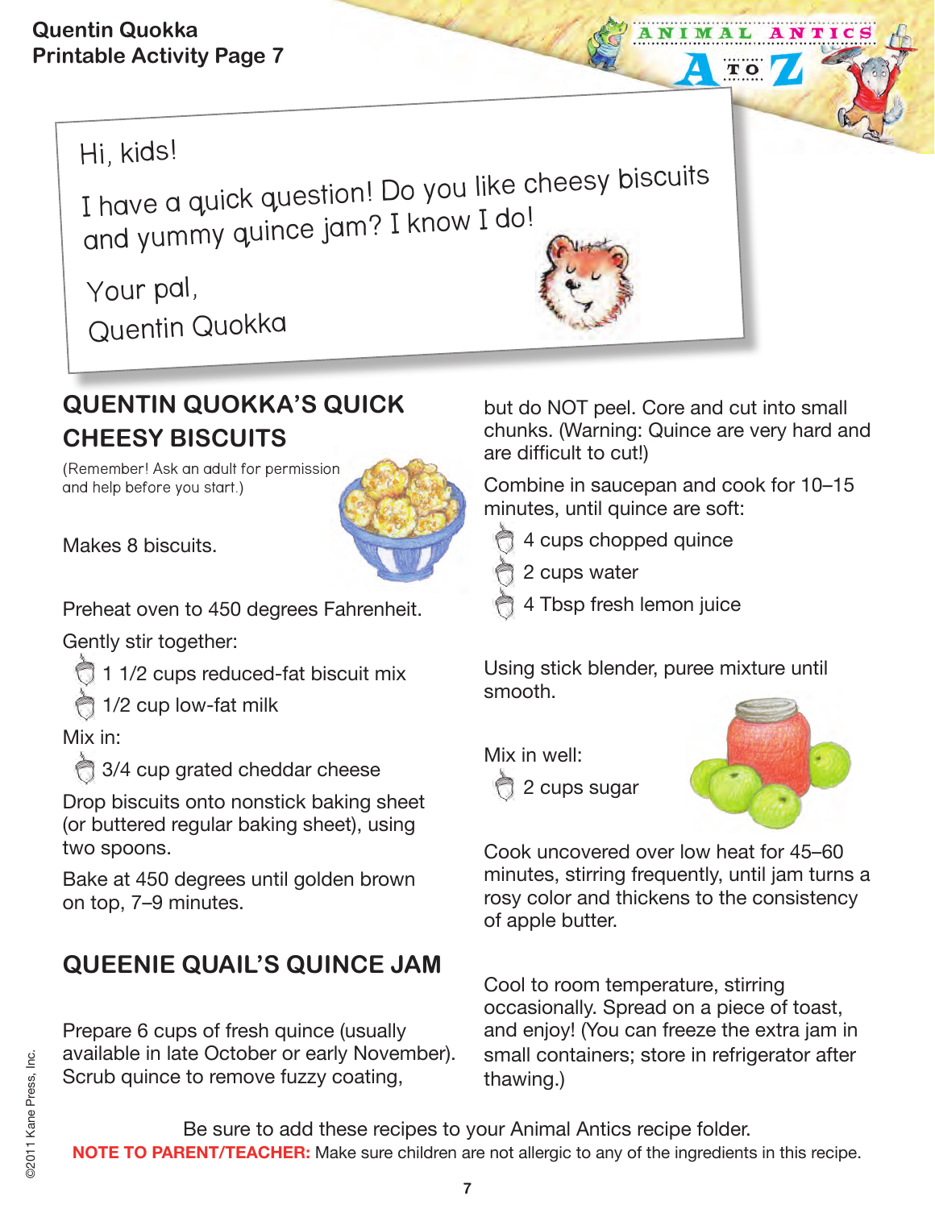Quentin Quokka
Printable Activity Page 7

Hi, kids!

I have a quick question! Do you like cheesy biscuits and yummy quince jam? I know I do!

Your pal,
Quentin Quokka

## QUENTIN QUOKKA'S QUICK CHEESY BISCUITS

(Remember! Ask an adult for permission and help before you start.)

Makes 8 biscuits.

Preheat oven to 450 degrees Fahrenheit.

Gently stir together:

- 1 1/2 cups reduced-fat biscuit mix
- 1/2 cup low-fat milk

Mix in:

- 3/4 cup grated cheddar cheese

Drop biscuits onto nonstick baking sheet (or buttered regular baking sheet), using two spoons.

Bake at 450 degrees until golden brown on top, 7–9 minutes.

## QUEENIE QUAIL'S QUINCE JAM

Prepare 6 cups of fresh quince (usually available in late October or early November). Scrub quince to remove fuzzy coating, but do NOT peel. Core and cut into small chunks. (Warning: Quince are very hard and are difficult to cut!)

Combine in saucepan and cook for 10–15 minutes, until quince are soft:

- 4 cups chopped quince
- 2 cups water
- 4 Tbsp fresh lemon juice

Using stick blender, puree mixture until smooth.

Mix in well:

- 2 cups sugar

Cook uncovered over low heat for 45–60 minutes, stirring frequently, until jam turns a rosy color and thickens to the consistency of apple butter.

Cool to room temperature, stirring occasionally. Spread on a piece of toast, and enjoy! (You can freeze the extra jam in small containers; store in refrigerator after thawing.)

Be sure to add these recipes to your Animal Antics recipe folder.

**NOTE TO PARENT/TEACHER:** Make sure children are not allergic to any of the ingredients in this recipe.

©2011 Kane Press, Inc.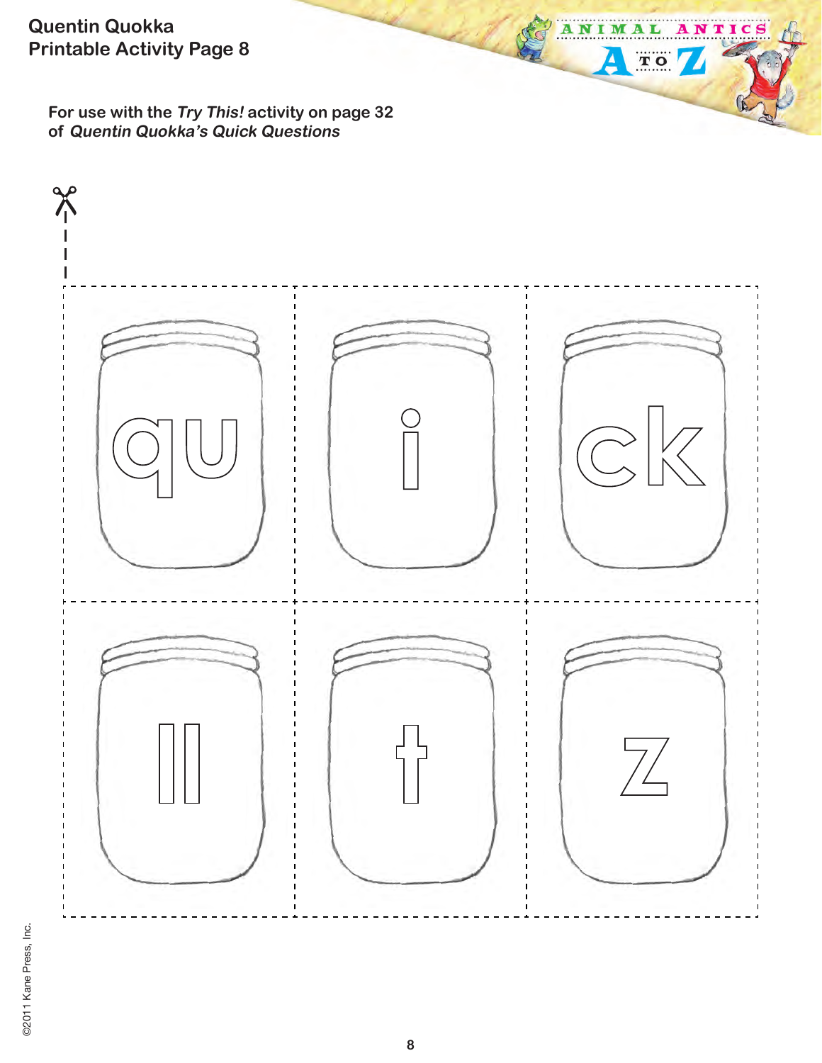**Quentin Quokka**
**Printable Activity Page 8**

For use with the ***Try This!*** activity on page 32 of ***Quentin Quokka's Quick Questions***

qu

i

ck

ll

t

z

©2011 Kane Press, Inc.